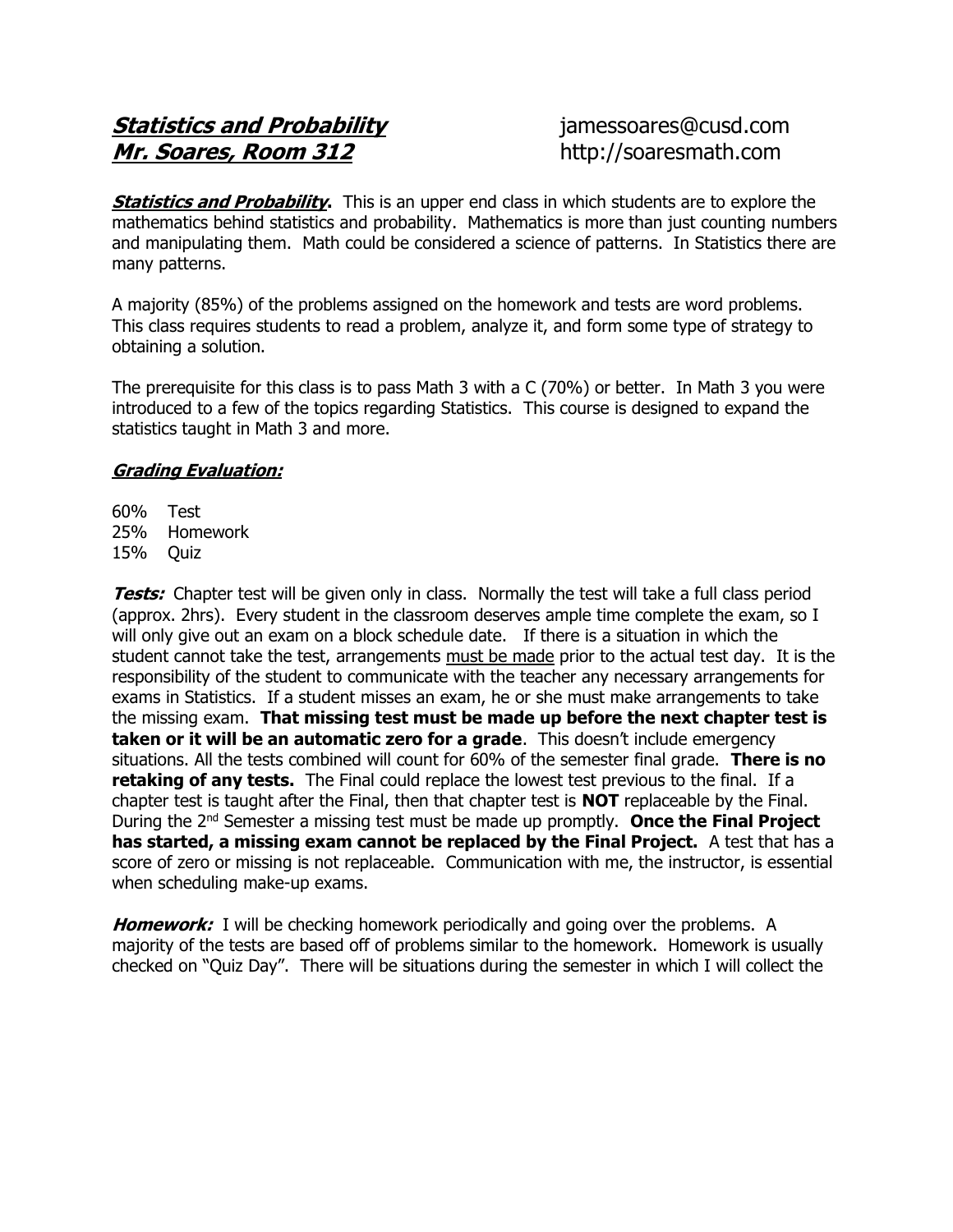***Statistics and Probability*** jamessoares@cusd.com
***Mr. Soares, Room 312*** http://soaresmath.com

***Statistics and Probability*.** This is an upper end class in which students are to explore the mathematics behind statistics and probability. Mathematics is more than just counting numbers and manipulating them. Math could be considered a science of patterns. In Statistics there are many patterns.

A majority (85%) of the problems assigned on the homework and tests are word problems. This class requires students to read a problem, analyze it, and form some type of strategy to obtaining a solution.

The prerequisite for this class is to pass Math 3 with a C (70%) or better. In Math 3 you were introduced to a few of the topics regarding Statistics. This course is designed to expand the statistics taught in Math 3 and more.

***Grading Evaluation:***

60% Test
25% Homework
15% Quiz

***Tests:*** Chapter test will be given only in class. Normally the test will take a full class period (approx. 2hrs). Every student in the classroom deserves ample time complete the exam, so I will only give out an exam on a block schedule date. If there is a situation in which the student cannot take the test, arrangements must be made prior to the actual test day. It is the responsibility of the student to communicate with the teacher any necessary arrangements for exams in Statistics. If a student misses an exam, he or she must make arrangements to take the missing exam. **That missing test must be made up before the next chapter test is taken or it will be an automatic zero for a grade**. This doesn't include emergency situations. All the tests combined will count for 60% of the semester final grade. **There is no retaking of any tests.** The Final could replace the lowest test previous to the final. If a chapter test is taught after the Final, then that chapter test is **NOT** replaceable by the Final. During the 2nd Semester a missing test must be made up promptly. **Once the Final Project has started, a missing exam cannot be replaced by the Final Project.** A test that has a score of zero or missing is not replaceable. Communication with me, the instructor, is essential when scheduling make-up exams.

***Homework:*** I will be checking homework periodically and going over the problems. A majority of the tests are based off of problems similar to the homework. Homework is usually checked on "Quiz Day". There will be situations during the semester in which I will collect the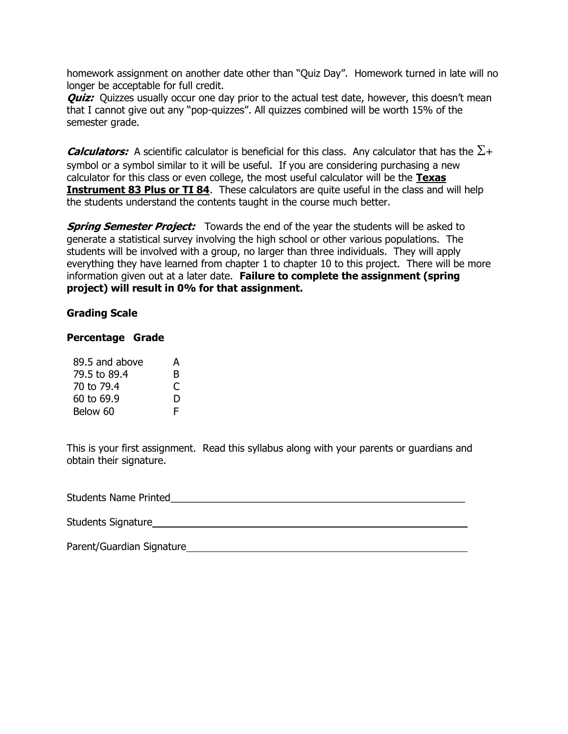homework assignment on another date other than "Quiz Day". Homework turned in late will no longer be acceptable for full credit.

***Quiz:*** Quizzes usually occur one day prior to the actual test date, however, this doesn't mean that I cannot give out any "pop-quizzes". All quizzes combined will be worth 15% of the semester grade.

***Calculators:*** A scientific calculator is beneficial for this class. Any calculator that has the $\Sigma+$ symbol or a symbol similar to it will be useful. If you are considering purchasing a new calculator for this class or even college, the most useful calculator will be the **Texas Instrument 83 Plus or TI 84**. These calculators are quite useful in the class and will help the students understand the contents taught in the course much better.

***Spring Semester Project:*** Towards the end of the year the students will be asked to generate a statistical survey involving the high school or other various populations. The students will be involved with a group, no larger than three individuals. They will apply everything they have learned from chapter 1 to chapter 10 to this project. There will be more information given out at a later date. **Failure to complete the assignment (spring project) will result in 0% for that assignment.**

**Grading Scale**

| **Percentage** | **Grade** |
| --- | --- |
| 89.5 and above | A |
| 79.5 to 89.4 | B |
| 70 to 79.4 | C |
| 60 to 69.9 | D |
| Below 60 | F |

This is your first assignment. Read this syllabus along with your parents or guardians and obtain their signature.

Students Name Printed\_\_\_\_\_\_\_\_\_\_\_\_\_\_\_\_\_\_\_\_\_\_\_\_\_\_\_\_\_\_\_\_\_\_\_\_\_\_\_\_\_\_\_\_\_\_\_\_\_\_

Students Signature\_\_\_\_\_\_\_\_\_\_\_\_\_\_\_\_\_\_\_\_\_\_\_\_\_\_\_\_\_\_\_\_\_\_\_\_\_\_\_\_\_\_\_\_\_\_\_\_\_\_\_\_

Parent/Guardian Signature\_\_\_\_\_\_\_\_\_\_\_\_\_\_\_\_\_\_\_\_\_\_\_\_\_\_\_\_\_\_\_\_\_\_\_\_\_\_\_\_\_\_\_\_\_\_\_